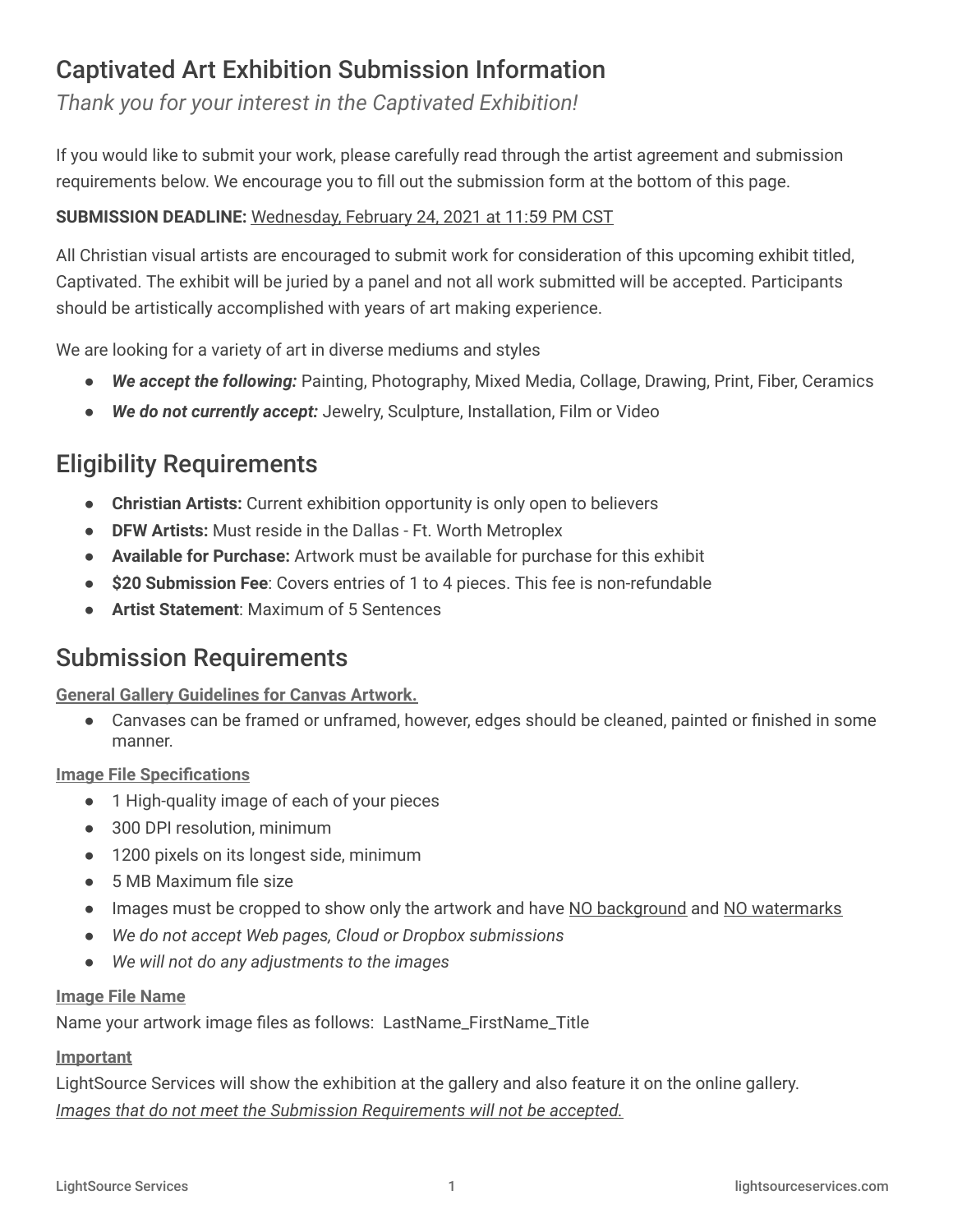# Captivated Art Exhibition Submission Information

*Thank you for your interest in the Captivated Exhibition!*

If you would like to submit your work, please carefully read through the artist agreement and submission requirements below. We encourage you to fill out the submission form at the bottom of this page.

**SUBMISSION DEADLINE:** Wednesday, February 24, 2021 at 11:59 PM CST

All Christian visual artists are encouraged to submit work for consideration of this upcoming exhibit titled, Captivated. The exhibit will be juried by a panel and not all work submitted will be accepted. Participants should be artistically accomplished with years of art making experience.

We are looking for a variety of art in diverse mediums and styles

- ***We accept the following:*** Painting, Photography, Mixed Media, Collage, Drawing, Print, Fiber, Ceramics
- ***We do not currently accept:*** Jewelry, Sculpture, Installation, Film or Video

## Eligibility Requirements

- **Christian Artists:** Current exhibition opportunity is only open to believers
- **DFW Artists:** Must reside in the Dallas - Ft. Worth Metroplex
- **Available for Purchase:** Artwork must be available for purchase for this exhibit
- **$20 Submission Fee**: Covers entries of 1 to 4 pieces. This fee is non-refundable
- **Artist Statement**: Maximum of 5 Sentences

## Submission Requirements

**General Gallery Guidelines for Canvas Artwork.**

- Canvases can be framed or unframed, however, edges should be cleaned, painted or finished in some manner.

**Image File Specifications**

- 1 High-quality image of each of your pieces
- 300 DPI resolution, minimum
- 1200 pixels on its longest side, minimum
- 5 MB Maximum file size
- Images must be cropped to show only the artwork and have NO background and NO watermarks
- *We do not accept Web pages, Cloud or Dropbox submissions*
- *We will not do any adjustments to the images*

**Image File Name**

Name your artwork image files as follows: LastName_FirstName_Title

**Important**

LightSource Services will show the exhibition at the gallery and also feature it on the online gallery.

*Images that do not meet the Submission Requirements will not be accepted.*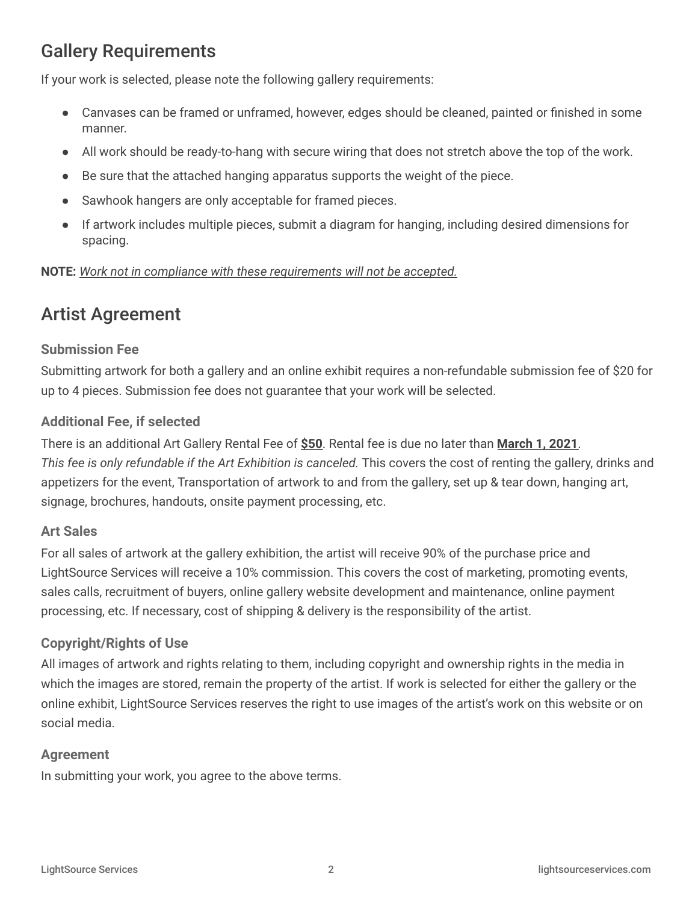## Gallery Requirements

If your work is selected, please note the following gallery requirements:

- Canvases can be framed or unframed, however, edges should be cleaned, painted or finished in some manner.
- All work should be ready-to-hang with secure wiring that does not stretch above the top of the work.
- Be sure that the attached hanging apparatus supports the weight of the piece.
- Sawhook hangers are only acceptable for framed pieces.
- If artwork includes multiple pieces, submit a diagram for hanging, including desired dimensions for spacing.

**NOTE:** *Work not in compliance with these requirements will not be accepted.*

## Artist Agreement

### Submission Fee

Submitting artwork for both a gallery and an online exhibit requires a non-refundable submission fee of $20 for up to 4 pieces. Submission fee does not guarantee that your work will be selected.

### Additional Fee, if selected

There is an additional Art Gallery Rental Fee of **$50**. Rental fee is due no later than **March 1, 2021**.
*This fee is only refundable if the Art Exhibition is canceled.* This covers the cost of renting the gallery, drinks and appetizers for the event, Transportation of artwork to and from the gallery, set up & tear down, hanging art, signage, brochures, handouts, onsite payment processing, etc.

### Art Sales

For all sales of artwork at the gallery exhibition, the artist will receive 90% of the purchase price and LightSource Services will receive a 10% commission. This covers the cost of marketing, promoting events, sales calls, recruitment of buyers, online gallery website development and maintenance, online payment processing, etc. If necessary, cost of shipping & delivery is the responsibility of the artist.

### Copyright/Rights of Use

All images of artwork and rights relating to them, including copyright and ownership rights in the media in which the images are stored, remain the property of the artist. If work is selected for either the gallery or the online exhibit, LightSource Services reserves the right to use images of the artist's work on this website or on social media.

### Agreement

In submitting your work, you agree to the above terms.